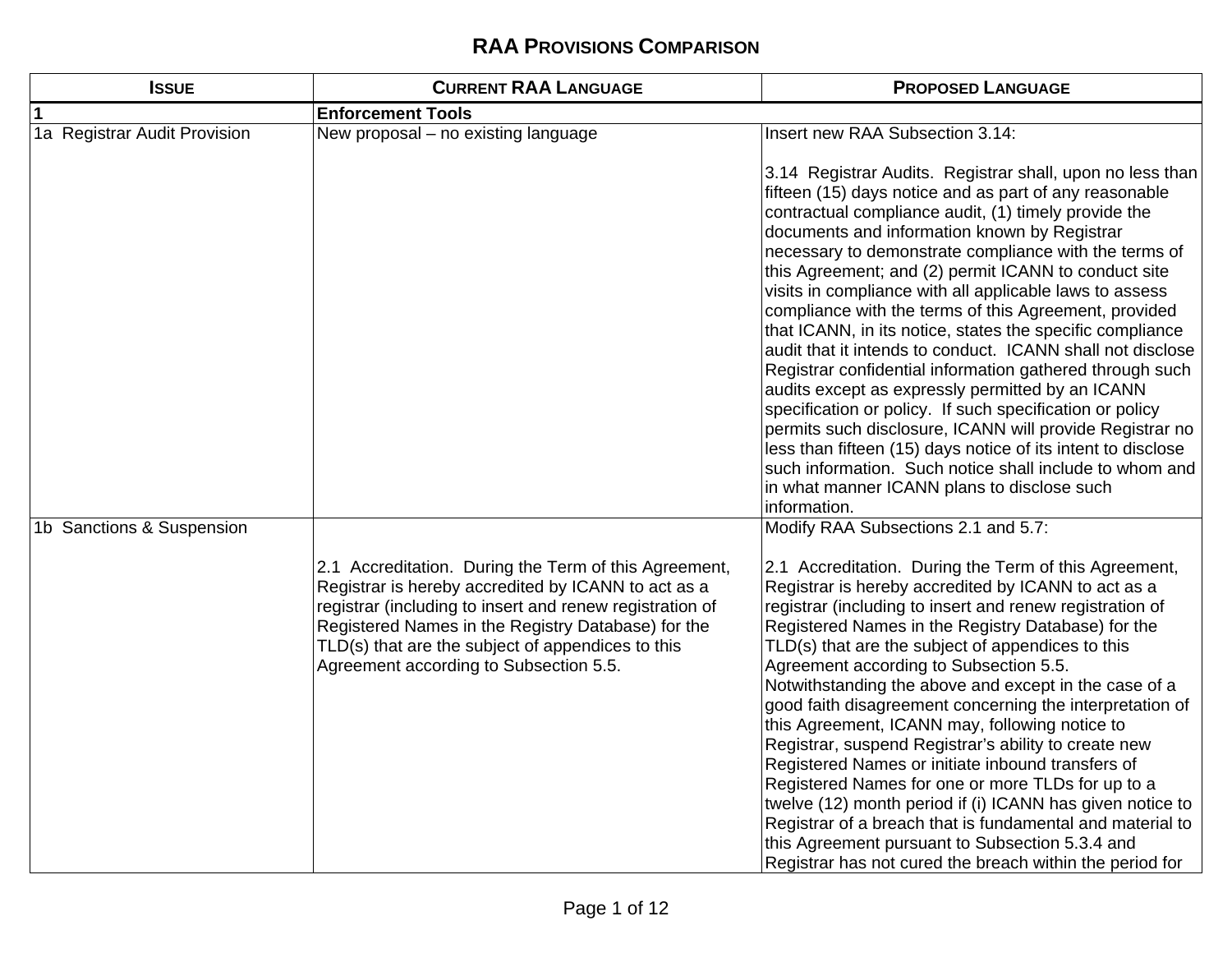# RAA PROVISIONS COMPARISON

| ISSUE | CURRENT RAA LANGUAGE | PROPOSED LANGUAGE |
|---|---|---|
| **1** | **Enforcement Tools** | |
| 1a Registrar Audit Provision | New proposal – no existing language | Insert new RAA Subsection 3.14:<br><br>3.14 Registrar Audits. Registrar shall, upon no less than fifteen (15) days notice and as part of any reasonable contractual compliance audit, (1) timely provide the documents and information known by Registrar necessary to demonstrate compliance with the terms of this Agreement; and (2) permit ICANN to conduct site visits in compliance with all applicable laws to assess compliance with the terms of this Agreement, provided that ICANN, in its notice, states the specific compliance audit that it intends to conduct. ICANN shall not disclose Registrar confidential information gathered through such audits except as expressly permitted by an ICANN specification or policy. If such specification or policy permits such disclosure, ICANN will provide Registrar no less than fifteen (15) days notice of its intent to disclose such information. Such notice shall include to whom and in what manner ICANN plans to disclose such information. |
| 1b Sanctions & Suspension | 2.1 Accreditation. During the Term of this Agreement, Registrar is hereby accredited by ICANN to act as a registrar (including to insert and renew registration of Registered Names in the Registry Database) for the TLD(s) that are the subject of appendices to this Agreement according to Subsection 5.5. | Modify RAA Subsections 2.1 and 5.7:<br><br>2.1 Accreditation. During the Term of this Agreement, Registrar is hereby accredited by ICANN to act as a registrar (including to insert and renew registration of Registered Names in the Registry Database) for the TLD(s) that are the subject of appendices to this Agreement according to Subsection 5.5. Notwithstanding the above and except in the case of a good faith disagreement concerning the interpretation of this Agreement, ICANN may, following notice to Registrar, suspend Registrar's ability to create new Registered Names or initiate inbound transfers of Registered Names for one or more TLDs for up to a twelve (12) month period if (i) ICANN has given notice to Registrar of a breach that is fundamental and material to this Agreement pursuant to Subsection 5.3.4 and Registrar has not cured the breach within the period for |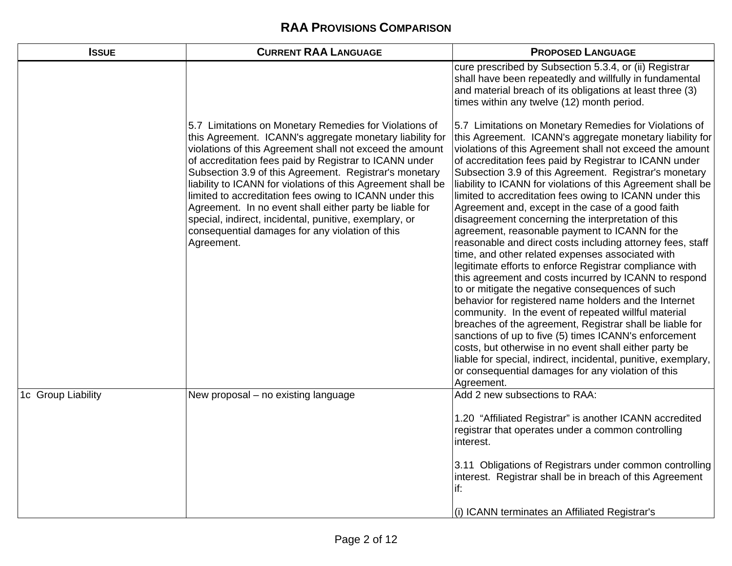## RAA Provisions Comparison

| Issue | Current RAA Language | Proposed Language |
|---|---|---|
| | 5.7 Limitations on Monetary Remedies for Violations of this Agreement. ICANN's aggregate monetary liability for violations of this Agreement shall not exceed the amount of accreditation fees paid by Registrar to ICANN under Subsection 3.9 of this Agreement. Registrar's monetary liability to ICANN for violations of this Agreement shall be limited to accreditation fees owing to ICANN under this Agreement. In no event shall either party be liable for special, indirect, incidental, punitive, exemplary, or consequential damages for any violation of this Agreement. | cure prescribed by Subsection 5.3.4, or (ii) Registrar shall have been repeatedly and willfully in fundamental and material breach of its obligations at least three (3) times within any twelve (12) month period.<br><br>5.7 Limitations on Monetary Remedies for Violations of this Agreement. ICANN's aggregate monetary liability for violations of this Agreement shall not exceed the amount of accreditation fees paid by Registrar to ICANN under Subsection 3.9 of this Agreement. Registrar's monetary liability to ICANN for violations of this Agreement shall be limited to accreditation fees owing to ICANN under this Agreement and, except in the case of a good faith disagreement concerning the interpretation of this agreement, reasonable payment to ICANN for the reasonable and direct costs including attorney fees, staff time, and other related expenses associated with legitimate efforts to enforce Registrar compliance with this agreement and costs incurred by ICANN to respond to or mitigate the negative consequences of such behavior for registered name holders and the Internet community. In the event of repeated willful material breaches of the agreement, Registrar shall be liable for sanctions of up to five (5) times ICANN's enforcement costs, but otherwise in no event shall either party be liable for special, indirect, incidental, punitive, exemplary, or consequential damages for any violation of this Agreement. |
| 1c Group Liability | New proposal – no existing language | Add 2 new subsections to RAA:<br><br>1.20 "Affiliated Registrar" is another ICANN accredited registrar that operates under a common controlling interest.<br><br>3.11 Obligations of Registrars under common controlling interest. Registrar shall be in breach of this Agreement if:<br><br>(i) ICANN terminates an Affiliated Registrar's |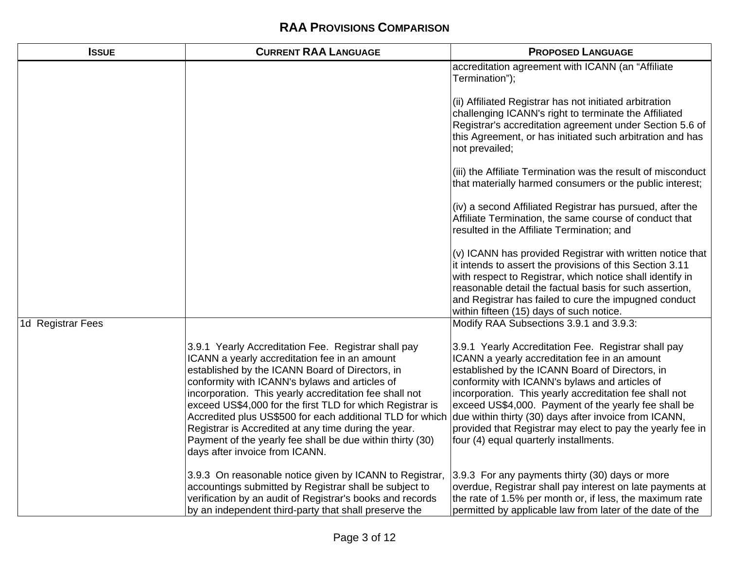# RAA Provisions Comparison

| Issue | Current RAA Language | Proposed Language |
| --- | --- | --- |
| | | accreditation agreement with ICANN (an "Affiliate Termination");<br><br>(ii) Affiliated Registrar has not initiated arbitration challenging ICANN's right to terminate the Affiliated Registrar's accreditation agreement under Section 5.6 of this Agreement, or has initiated such arbitration and has not prevailed;<br><br>(iii) the Affiliate Termination was the result of misconduct that materially harmed consumers or the public interest;<br><br>(iv) a second Affiliated Registrar has pursued, after the Affiliate Termination, the same course of conduct that resulted in the Affiliate Termination; and<br><br>(v) ICANN has provided Registrar with written notice that it intends to assert the provisions of this Section 3.11 with respect to Registrar, which notice shall identify in reasonable detail the factual basis for such assertion, and Registrar has failed to cure the impugned conduct within fifteen (15) days of such notice. |
| 1d Registrar Fees | 3.9.1 Yearly Accreditation Fee. Registrar shall pay ICANN a yearly accreditation fee in an amount established by the ICANN Board of Directors, in conformity with ICANN's bylaws and articles of incorporation. This yearly accreditation fee shall not exceed US$4,000 for the first TLD for which Registrar is Accredited plus US$500 for each additional TLD for which Registrar is Accredited at any time during the year. Payment of the yearly fee shall be due within thirty (30) days after invoice from ICANN.<br><br>3.9.3 On reasonable notice given by ICANN to Registrar, accountings submitted by Registrar shall be subject to verification by an audit of Registrar's books and records by an independent third-party that shall preserve the | Modify RAA Subsections 3.9.1 and 3.9.3:<br><br>3.9.1 Yearly Accreditation Fee. Registrar shall pay ICANN a yearly accreditation fee in an amount established by the ICANN Board of Directors, in conformity with ICANN's bylaws and articles of incorporation. This yearly accreditation fee shall not exceed US$4,000. Payment of the yearly fee shall be due within thirty (30) days after invoice from ICANN, provided that Registrar may elect to pay the yearly fee in four (4) equal quarterly installments.<br><br>3.9.3 For any payments thirty (30) days or more overdue, Registrar shall pay interest on late payments at the rate of 1.5% per month or, if less, the maximum rate permitted by applicable law from later of the date of the |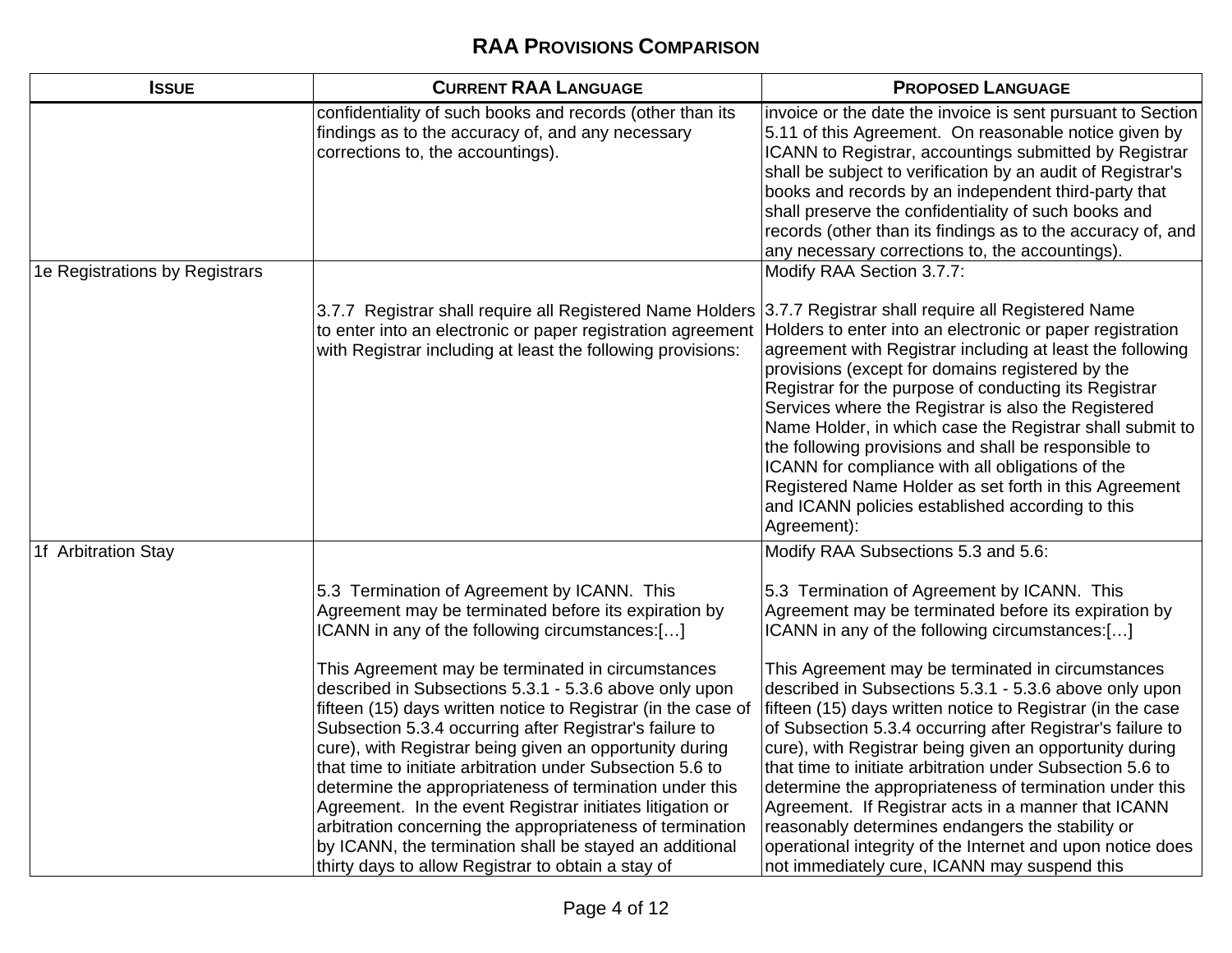## RAA Provisions Comparison

| Issue | Current RAA Language | Proposed Language |
|---|---|---|
| | confidentiality of such books and records (other than its findings as to the accuracy of, and any necessary corrections to, the accountings). | invoice or the date the invoice is sent pursuant to Section 5.11 of this Agreement. On reasonable notice given by ICANN to Registrar, accountings submitted by Registrar shall be subject to verification by an audit of Registrar's books and records by an independent third-party that shall preserve the confidentiality of such books and records (other than its findings as to the accuracy of, and any necessary corrections to, the accountings). |
| 1e Registrations by Registrars | 3.7.7 Registrar shall require all Registered Name Holders to enter into an electronic or paper registration agreement with Registrar including at least the following provisions: | Modify RAA Section 3.7.7:<br><br>3.7.7 Registrar shall require all Registered Name Holders to enter into an electronic or paper registration agreement with Registrar including at least the following provisions (except for domains registered by the Registrar for the purpose of conducting its Registrar Services where the Registrar is also the Registered Name Holder, in which case the Registrar shall submit to the following provisions and shall be responsible to ICANN for compliance with all obligations of the Registered Name Holder as set forth in this Agreement and ICANN policies established according to this Agreement): |
| 1f Arbitration Stay | 5.3 Termination of Agreement by ICANN. This Agreement may be terminated before its expiration by ICANN in any of the following circumstances:[…]<br><br>This Agreement may be terminated in circumstances described in Subsections 5.3.1 - 5.3.6 above only upon fifteen (15) days written notice to Registrar (in the case of Subsection 5.3.4 occurring after Registrar's failure to cure), with Registrar being given an opportunity during that time to initiate arbitration under Subsection 5.6 to determine the appropriateness of termination under this Agreement. In the event Registrar initiates litigation or arbitration concerning the appropriateness of termination by ICANN, the termination shall be stayed an additional thirty days to allow Registrar to obtain a stay of | Modify RAA Subsections 5.3 and 5.6:<br><br>5.3 Termination of Agreement by ICANN. This Agreement may be terminated before its expiration by ICANN in any of the following circumstances:[…]<br><br>This Agreement may be terminated in circumstances described in Subsections 5.3.1 - 5.3.6 above only upon fifteen (15) days written notice to Registrar (in the case of Subsection 5.3.4 occurring after Registrar's failure to cure), with Registrar being given an opportunity during that time to initiate arbitration under Subsection 5.6 to determine the appropriateness of termination under this Agreement. If Registrar acts in a manner that ICANN reasonably determines endangers the stability or operational integrity of the Internet and upon notice does not immediately cure, ICANN may suspend this |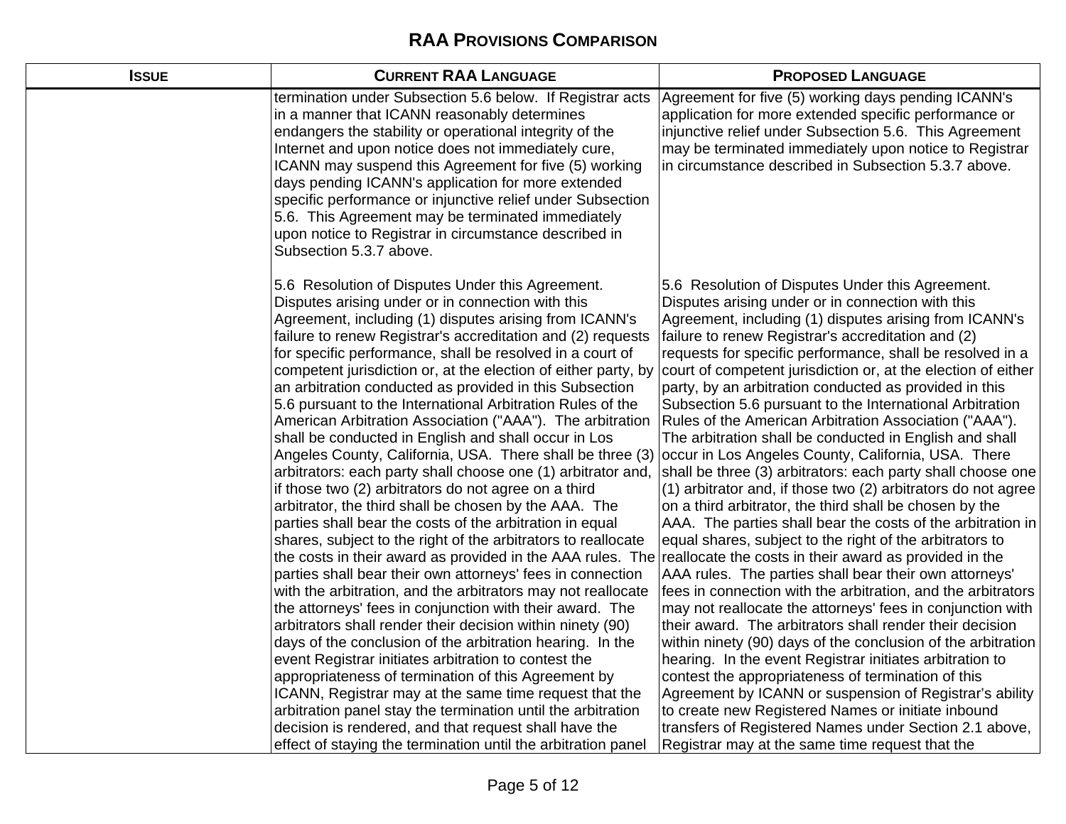# RAA Provisions Comparison

| Issue | Current RAA Language | Proposed Language |
| --- | --- | --- |
| | termination under Subsection 5.6 below. If Registrar acts in a manner that ICANN reasonably determines endangers the stability or operational integrity of the Internet and upon notice does not immediately cure, ICANN may suspend this Agreement for five (5) working days pending ICANN's application for more extended specific performance or injunctive relief under Subsection 5.6. This Agreement may be terminated immediately upon notice to Registrar in circumstance described in Subsection 5.3.7 above.<br><br>5.6 Resolution of Disputes Under this Agreement. Disputes arising under or in connection with this Agreement, including (1) disputes arising from ICANN's failure to renew Registrar's accreditation and (2) requests for specific performance, shall be resolved in a court of competent jurisdiction or, at the election of either party, by an arbitration conducted as provided in this Subsection 5.6 pursuant to the International Arbitration Rules of the American Arbitration Association ("AAA"). The arbitration shall be conducted in English and shall occur in Los Angeles County, California, USA. There shall be three (3) arbitrators: each party shall choose one (1) arbitrator and, if those two (2) arbitrators do not agree on a third arbitrator, the third shall be chosen by the AAA. The parties shall bear the costs of the arbitration in equal shares, subject to the right of the arbitrators to reallocate the costs in their award as provided in the AAA rules. The parties shall bear their own attorneys' fees in connection with the arbitration, and the arbitrators may not reallocate the attorneys' fees in conjunction with their award. The arbitrators shall render their decision within ninety (90) days of the conclusion of the arbitration hearing. In the event Registrar initiates arbitration to contest the appropriateness of termination of this Agreement by ICANN, Registrar may at the same time request that the arbitration panel stay the termination until the arbitration decision is rendered, and that request shall have the effect of staying the termination until the arbitration panel | Agreement for five (5) working days pending ICANN's application for more extended specific performance or injunctive relief under Subsection 5.6. This Agreement may be terminated immediately upon notice to Registrar in circumstance described in Subsection 5.3.7 above.<br><br>5.6 Resolution of Disputes Under this Agreement. Disputes arising under or in connection with this Agreement, including (1) disputes arising from ICANN's failure to renew Registrar's accreditation and (2) requests for specific performance, shall be resolved in a court of competent jurisdiction or, at the election of either party, by an arbitration conducted as provided in this Subsection 5.6 pursuant to the International Arbitration Rules of the American Arbitration Association ("AAA"). The arbitration shall be conducted in English and shall occur in Los Angeles County, California, USA. There shall be three (3) arbitrators: each party shall choose one (1) arbitrator and, if those two (2) arbitrators do not agree on a third arbitrator, the third shall be chosen by the AAA. The parties shall bear the costs of the arbitration in equal shares, subject to the right of the arbitrators to reallocate the costs in their award as provided in the AAA rules. The parties shall bear their own attorneys' fees in connection with the arbitration, and the arbitrators may not reallocate the attorneys' fees in conjunction with their award. The arbitrators shall render their decision within ninety (90) days of the conclusion of the arbitration hearing. In the event Registrar initiates arbitration to contest the appropriateness of termination of this Agreement by ICANN or suspension of Registrar's ability to create new Registered Names or initiate inbound transfers of Registered Names under Section 2.1 above, Registrar may at the same time request that the |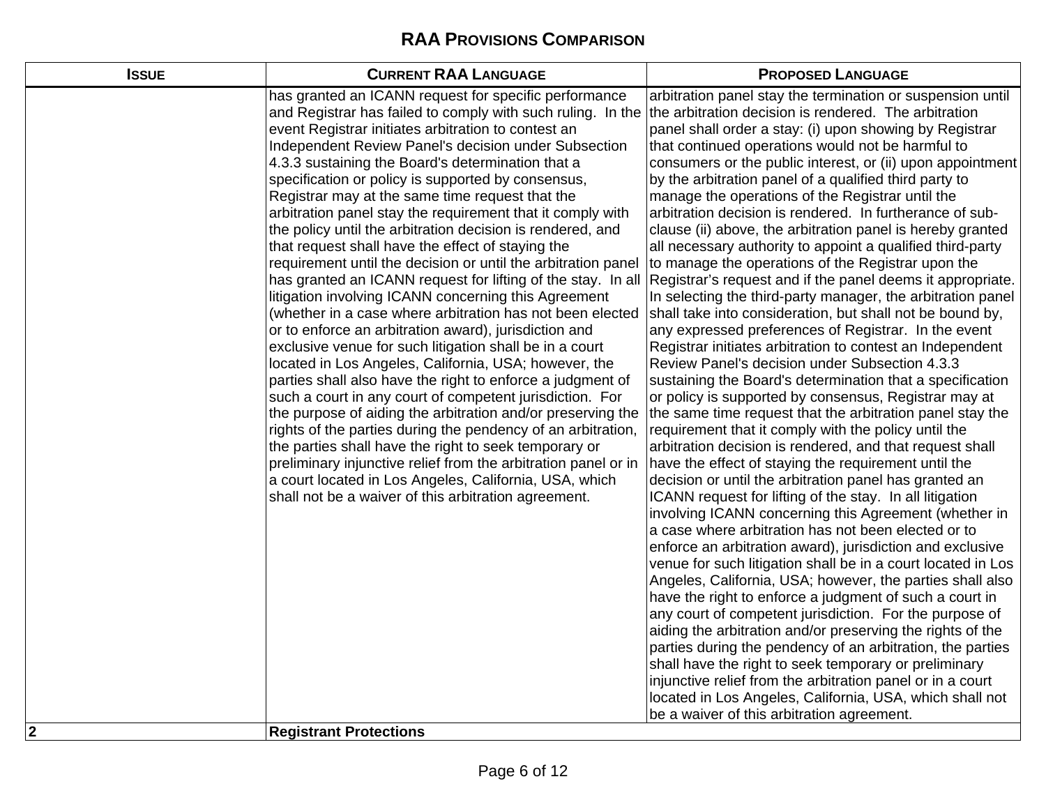# RAA Provisions Comparison

| Issue | Current RAA Language | Proposed Language |
| --- | --- | --- |
| | has granted an ICANN request for specific performance and Registrar has failed to comply with such ruling. In the event Registrar initiates arbitration to contest an Independent Review Panel's decision under Subsection 4.3.3 sustaining the Board's determination that a specification or policy is supported by consensus, Registrar may at the same time request that the arbitration panel stay the requirement that it comply with the policy until the arbitration decision is rendered, and that request shall have the effect of staying the requirement until the decision or until the arbitration panel has granted an ICANN request for lifting of the stay. In all litigation involving ICANN concerning this Agreement (whether in a case where arbitration has not been elected or to enforce an arbitration award), jurisdiction and exclusive venue for such litigation shall be in a court located in Los Angeles, California, USA; however, the parties shall also have the right to enforce a judgment of such a court in any court of competent jurisdiction. For the purpose of aiding the arbitration and/or preserving the rights of the parties during the pendency of an arbitration, the parties shall have the right to seek temporary or preliminary injunctive relief from the arbitration panel or in a court located in Los Angeles, California, USA, which shall not be a waiver of this arbitration agreement. | arbitration panel stay the termination or suspension until the arbitration decision is rendered. The arbitration panel shall order a stay: (i) upon showing by Registrar that continued operations would not be harmful to consumers or the public interest, or (ii) upon appointment by the arbitration panel of a qualified third party to manage the operations of the Registrar until the arbitration decision is rendered. In furtherance of sub-clause (ii) above, the arbitration panel is hereby granted all necessary authority to appoint a qualified third-party to manage the operations of the Registrar upon the Registrar's request and if the panel deems it appropriate. In selecting the third-party manager, the arbitration panel shall take into consideration, but shall not be bound by, any expressed preferences of Registrar. In the event Registrar initiates arbitration to contest an Independent Review Panel's decision under Subsection 4.3.3 sustaining the Board's determination that a specification or policy is supported by consensus, Registrar may at the same time request that the arbitration panel stay the requirement that it comply with the policy until the arbitration decision is rendered, and that request shall have the effect of staying the requirement until the decision or until the arbitration panel has granted an ICANN request for lifting of the stay. In all litigation involving ICANN concerning this Agreement (whether in a case where arbitration has not been elected or to enforce an arbitration award), jurisdiction and exclusive venue for such litigation shall be in a court located in Los Angeles, California, USA; however, the parties shall also have the right to enforce a judgment of such a court in any court of competent jurisdiction. For the purpose of aiding the arbitration and/or preserving the rights of the parties during the pendency of an arbitration, the parties shall have the right to seek temporary or preliminary injunctive relief from the arbitration panel or in a court located in Los Angeles, California, USA, which shall not be a waiver of this arbitration agreement. |
| **2** | **Registrant Protections** | |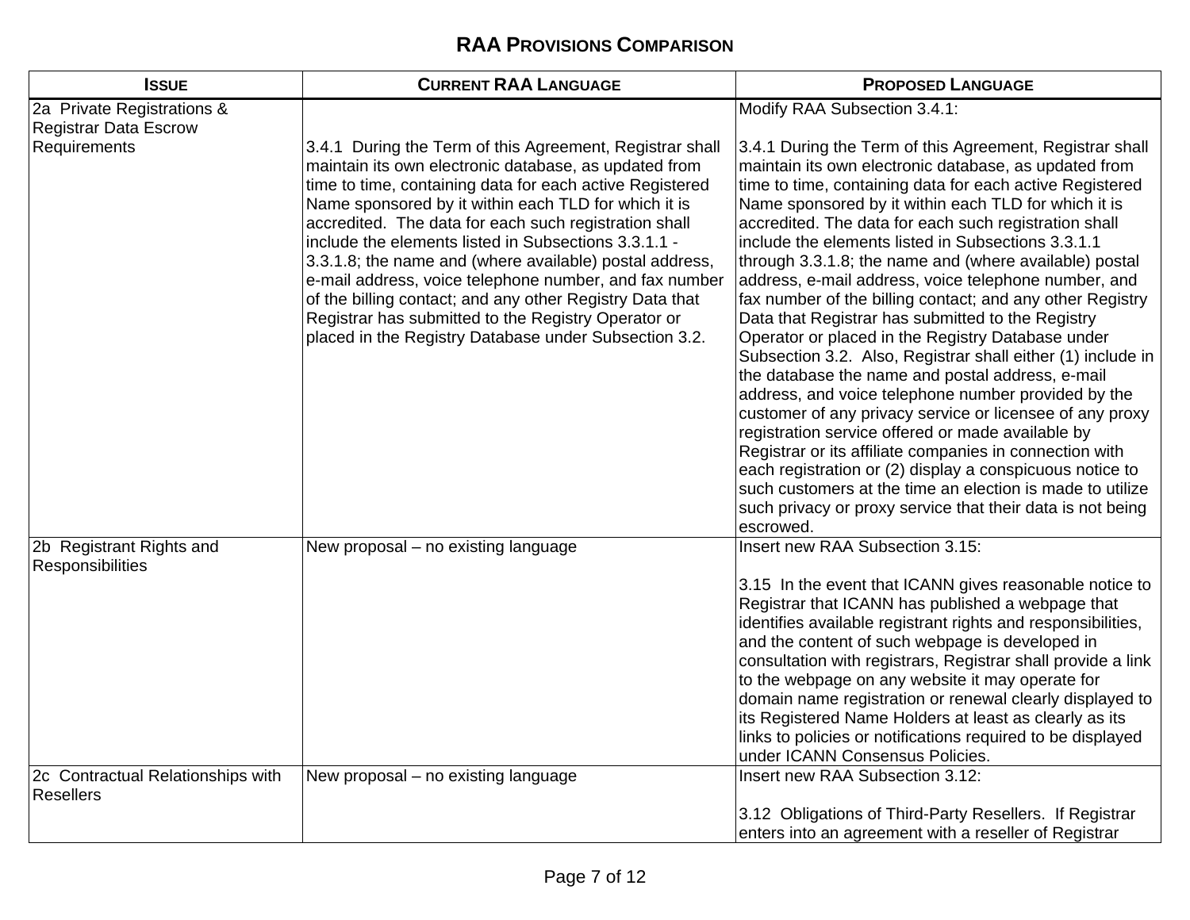# RAA Provisions Comparison

| Issue | Current RAA Language | Proposed Language |
|---|---|---|
| 2a Private Registrations & Registrar Data Escrow Requirements | 3.4.1 During the Term of this Agreement, Registrar shall maintain its own electronic database, as updated from time to time, containing data for each active Registered Name sponsored by it within each TLD for which it is accredited. The data for each such registration shall include the elements listed in Subsections 3.3.1.1 - 3.3.1.8; the name and (where available) postal address, e-mail address, voice telephone number, and fax number of the billing contact; and any other Registry Data that Registrar has submitted to the Registry Operator or placed in the Registry Database under Subsection 3.2. | Modify RAA Subsection 3.4.1:<br><br>3.4.1 During the Term of this Agreement, Registrar shall maintain its own electronic database, as updated from time to time, containing data for each active Registered Name sponsored by it within each TLD for which it is accredited. The data for each such registration shall include the elements listed in Subsections 3.3.1.1 through 3.3.1.8; the name and (where available) postal address, e-mail address, voice telephone number, and fax number of the billing contact; and any other Registry Data that Registrar has submitted to the Registry Operator or placed in the Registry Database under Subsection 3.2. Also, Registrar shall either (1) include in the database the name and postal address, e-mail address, and voice telephone number provided by the customer of any privacy service or licensee of any proxy registration service offered or made available by Registrar or its affiliate companies in connection with each registration or (2) display a conspicuous notice to such customers at the time an election is made to utilize such privacy or proxy service that their data is not being escrowed. |
| 2b Registrant Rights and Responsibilities | New proposal – no existing language | Insert new RAA Subsection 3.15:<br><br>3.15 In the event that ICANN gives reasonable notice to Registrar that ICANN has published a webpage that identifies available registrant rights and responsibilities, and the content of such webpage is developed in consultation with registrars, Registrar shall provide a link to the webpage on any website it may operate for domain name registration or renewal clearly displayed to its Registered Name Holders at least as clearly as its links to policies or notifications required to be displayed under ICANN Consensus Policies. |
| 2c Contractual Relationships with Resellers | New proposal – no existing language | Insert new RAA Subsection 3.12:<br><br>3.12 Obligations of Third-Party Resellers. If Registrar enters into an agreement with a reseller of Registrar |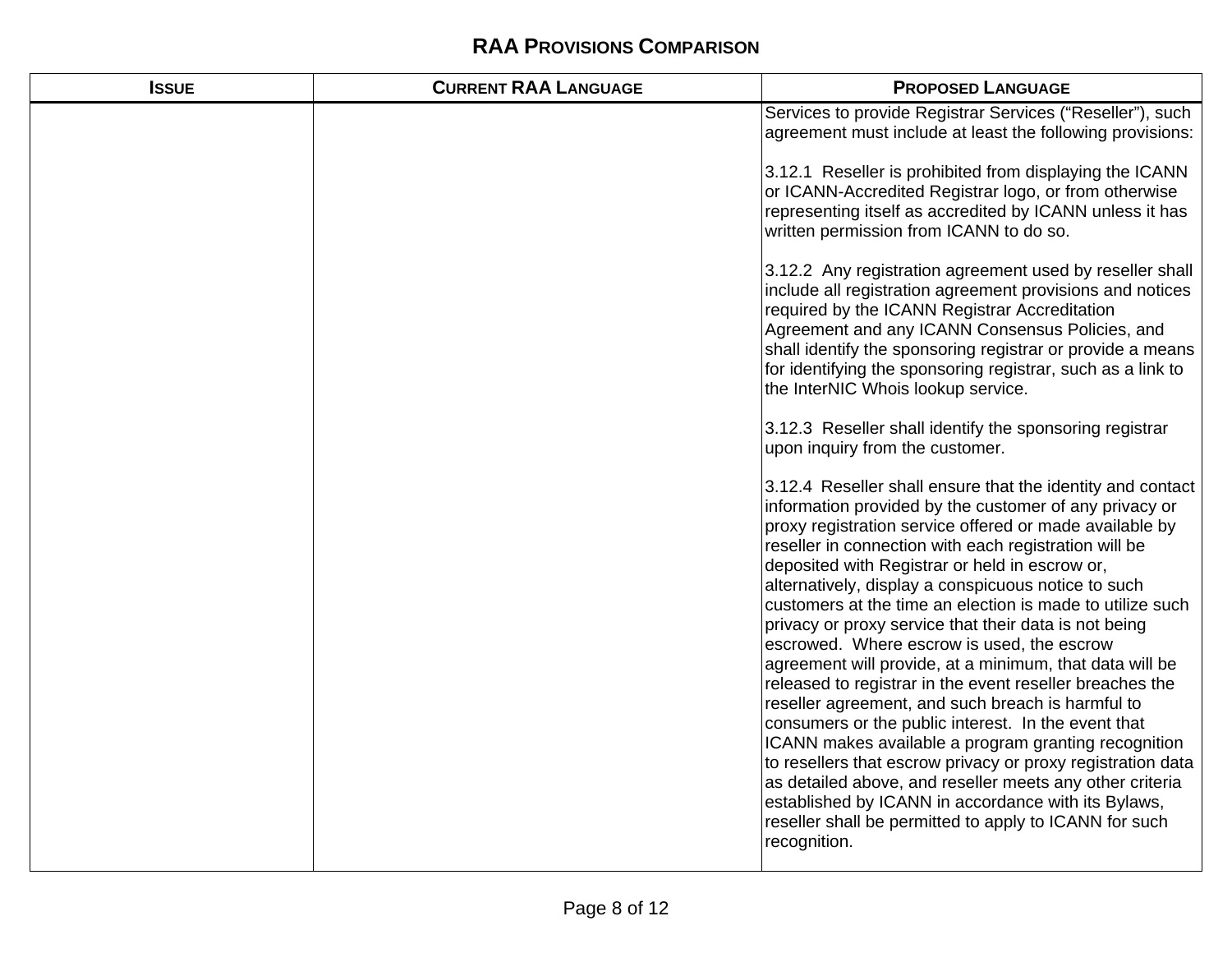# RAA Provisions Comparison

| Issue | Current RAA Language | Proposed Language |
|---|---|---|
| | | Services to provide Registrar Services (“Reseller”), such agreement must include at least the following provisions:<br><br>3.12.1 Reseller is prohibited from displaying the ICANN or ICANN-Accredited Registrar logo, or from otherwise representing itself as accredited by ICANN unless it has written permission from ICANN to do so.<br><br>3.12.2 Any registration agreement used by reseller shall include all registration agreement provisions and notices required by the ICANN Registrar Accreditation Agreement and any ICANN Consensus Policies, and shall identify the sponsoring registrar or provide a means for identifying the sponsoring registrar, such as a link to the InterNIC Whois lookup service.<br><br>3.12.3 Reseller shall identify the sponsoring registrar upon inquiry from the customer.<br><br>3.12.4 Reseller shall ensure that the identity and contact information provided by the customer of any privacy or proxy registration service offered or made available by reseller in connection with each registration will be deposited with Registrar or held in escrow or, alternatively, display a conspicuous notice to such customers at the time an election is made to utilize such privacy or proxy service that their data is not being escrowed. Where escrow is used, the escrow agreement will provide, at a minimum, that data will be released to registrar in the event reseller breaches the reseller agreement, and such breach is harmful to consumers or the public interest. In the event that ICANN makes available a program granting recognition to resellers that escrow privacy or proxy registration data as detailed above, and reseller meets any other criteria established by ICANN in accordance with its Bylaws, reseller shall be permitted to apply to ICANN for such recognition. |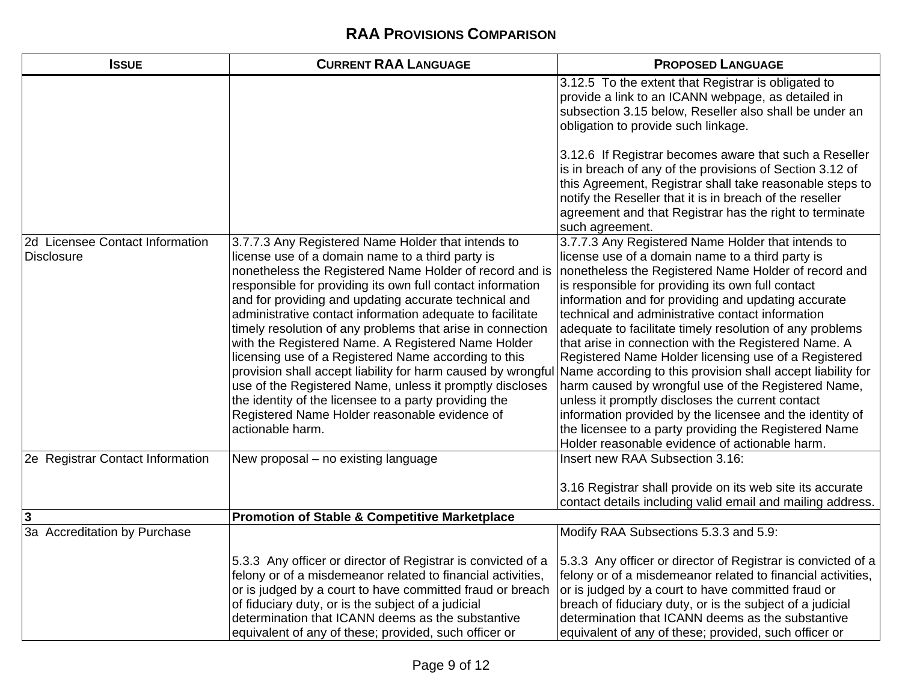# RAA PROVISIONS COMPARISON

| ISSUE | CURRENT RAA LANGUAGE | PROPOSED LANGUAGE |
|---|---|---|
| | | 3.12.5 To the extent that Registrar is obligated to provide a link to an ICANN webpage, as detailed in subsection 3.15 below, Reseller also shall be under an obligation to provide such linkage.<br><br>3.12.6 If Registrar becomes aware that such a Reseller is in breach of any of the provisions of Section 3.12 of this Agreement, Registrar shall take reasonable steps to notify the Reseller that it is in breach of the reseller agreement and that Registrar has the right to terminate such agreement. |
| 2d Licensee Contact Information Disclosure | 3.7.7.3 Any Registered Name Holder that intends to license use of a domain name to a third party is nonetheless the Registered Name Holder of record and is responsible for providing its own full contact information and for providing and updating accurate technical and administrative contact information adequate to facilitate timely resolution of any problems that arise in connection with the Registered Name. A Registered Name Holder licensing use of a Registered Name according to this provision shall accept liability for harm caused by wrongful use of the Registered Name, unless it promptly discloses the identity of the licensee to a party providing the Registered Name Holder reasonable evidence of actionable harm. | 3.7.7.3 Any Registered Name Holder that intends to license use of a domain name to a third party is nonetheless the Registered Name Holder of record and is responsible for providing its own full contact information and for providing and updating accurate technical and administrative contact information adequate to facilitate timely resolution of any problems that arise in connection with the Registered Name. A Registered Name Holder licensing use of a Registered Name according to this provision shall accept liability for harm caused by wrongful use of the Registered Name, unless it promptly discloses the current contact information provided by the licensee and the identity of the licensee to a party providing the Registered Name Holder reasonable evidence of actionable harm. |
| 2e Registrar Contact Information | New proposal – no existing language | Insert new RAA Subsection 3.16:<br><br>3.16 Registrar shall provide on its web site its accurate contact details including valid email and mailing address. |
| **3** | **Promotion of Stable & Competitive Marketplace** | |
| 3a Accreditation by Purchase | 5.3.3 Any officer or director of Registrar is convicted of a felony or of a misdemeanor related to financial activities, or is judged by a court to have committed fraud or breach of fiduciary duty, or is the subject of a judicial determination that ICANN deems as the substantive equivalent of any of these; provided, such officer or | Modify RAA Subsections 5.3.3 and 5.9:<br><br>5.3.3 Any officer or director of Registrar is convicted of a felony or of a misdemeanor related to financial activities, or is judged by a court to have committed fraud or breach of fiduciary duty, or is the subject of a judicial determination that ICANN deems as the substantive equivalent of any of these; provided, such officer or |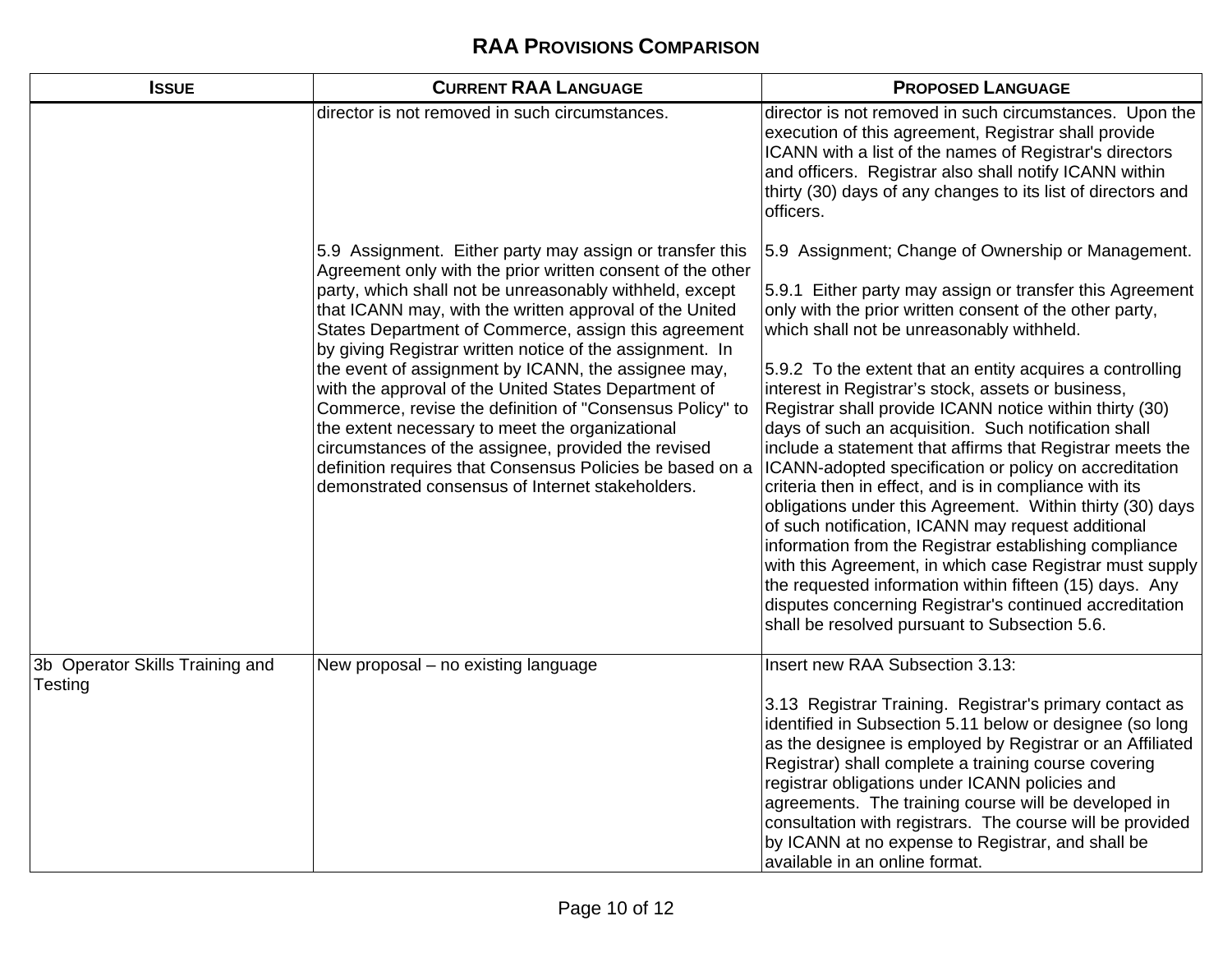# RAA Provisions Comparison

| Issue | Current RAA Language | Proposed Language |
|---|---|---|
| | director is not removed in such circumstances. | director is not removed in such circumstances. Upon the execution of this agreement, Registrar shall provide ICANN with a list of the names of Registrar's directors and officers. Registrar also shall notify ICANN within thirty (30) days of any changes to its list of directors and officers. |
| | 5.9 Assignment. Either party may assign or transfer this Agreement only with the prior written consent of the other party, which shall not be unreasonably withheld, except that ICANN may, with the written approval of the United States Department of Commerce, assign this agreement by giving Registrar written notice of the assignment. In the event of assignment by ICANN, the assignee may, with the approval of the United States Department of Commerce, revise the definition of "Consensus Policy" to the extent necessary to meet the organizational circumstances of the assignee, provided the revised definition requires that Consensus Policies be based on a demonstrated consensus of Internet stakeholders. | 5.9 Assignment; Change of Ownership or Management.<br><br>5.9.1 Either party may assign or transfer this Agreement only with the prior written consent of the other party, which shall not be unreasonably withheld.<br><br>5.9.2 To the extent that an entity acquires a controlling interest in Registrar's stock, assets or business, Registrar shall provide ICANN notice within thirty (30) days of such an acquisition. Such notification shall include a statement that affirms that Registrar meets the ICANN-adopted specification or policy on accreditation criteria then in effect, and is in compliance with its obligations under this Agreement. Within thirty (30) days of such notification, ICANN may request additional information from the Registrar establishing compliance with this Agreement, in which case Registrar must supply the requested information within fifteen (15) days. Any disputes concerning Registrar's continued accreditation shall be resolved pursuant to Subsection 5.6. |
| 3b Operator Skills Training and Testing | New proposal – no existing language | Insert new RAA Subsection 3.13:<br><br>3.13 Registrar Training. Registrar's primary contact as identified in Subsection 5.11 below or designee (so long as the designee is employed by Registrar or an Affiliated Registrar) shall complete a training course covering registrar obligations under ICANN policies and agreements. The training course will be developed in consultation with registrars. The course will be provided by ICANN at no expense to Registrar, and shall be available in an online format. |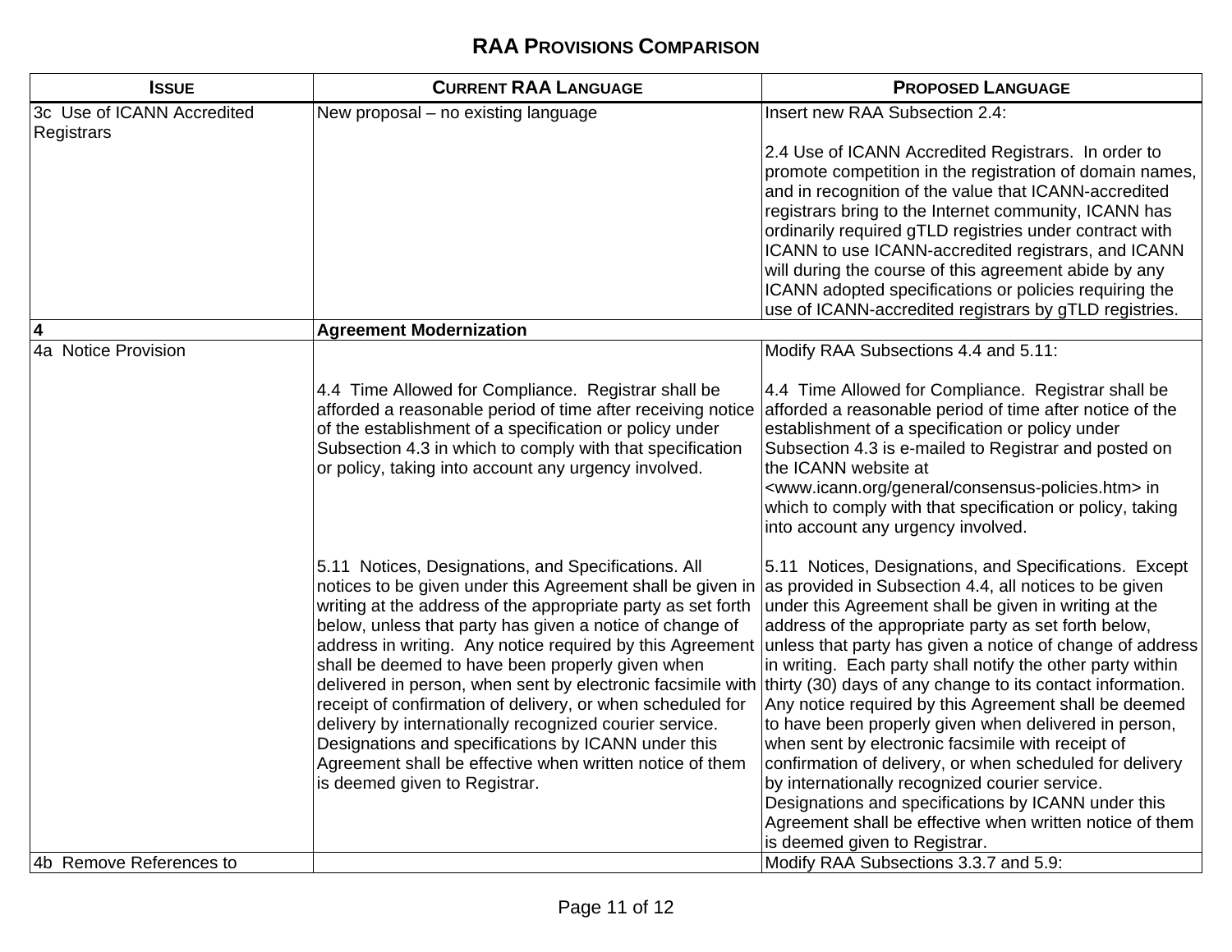# RAA Provisions Comparison

| Issue | Current RAA Language | Proposed Language |
|---|---|---|
| 3c Use of ICANN Accredited Registrars | New proposal – no existing language | Insert new RAA Subsection 2.4:<br><br>2.4 Use of ICANN Accredited Registrars. In order to promote competition in the registration of domain names, and in recognition of the value that ICANN-accredited registrars bring to the Internet community, ICANN has ordinarily required gTLD registries under contract with ICANN to use ICANN-accredited registrars, and ICANN will during the course of this agreement abide by any ICANN adopted specifications or policies requiring the use of ICANN-accredited registrars by gTLD registries. |
| **4** | **Agreement Modernization** | |
| 4a Notice Provision | 4.4 Time Allowed for Compliance. Registrar shall be afforded a reasonable period of time after receiving notice of the establishment of a specification or policy under Subsection 4.3 in which to comply with that specification or policy, taking into account any urgency involved.<br><br>5.11 Notices, Designations, and Specifications. All notices to be given under this Agreement shall be given in writing at the address of the appropriate party as set forth below, unless that party has given a notice of change of address in writing. Any notice required by this Agreement shall be deemed to have been properly given when delivered in person, when sent by electronic facsimile with receipt of confirmation of delivery, or when scheduled for delivery by internationally recognized courier service. Designations and specifications by ICANN under this Agreement shall be effective when written notice of them is deemed given to Registrar. | Modify RAA Subsections 4.4 and 5.11:<br><br>4.4 Time Allowed for Compliance. Registrar shall be afforded a reasonable period of time after notice of the establishment of a specification or policy under Subsection 4.3 is e-mailed to Registrar and posted on the ICANN website at <www.icann.org/general/consensus-policies.htm> in which to comply with that specification or policy, taking into account any urgency involved.<br><br>5.11 Notices, Designations, and Specifications. Except as provided in Subsection 4.4, all notices to be given under this Agreement shall be given in writing at the address of the appropriate party as set forth below, unless that party has given a notice of change of address in writing. Each party shall notify the other party within thirty (30) days of any change to its contact information. Any notice required by this Agreement shall be deemed to have been properly given when delivered in person, when sent by electronic facsimile with receipt of confirmation of delivery, or when scheduled for delivery by internationally recognized courier service. Designations and specifications by ICANN under this Agreement shall be effective when written notice of them is deemed given to Registrar. |
| 4b Remove References to | | Modify RAA Subsections 3.3.7 and 5.9: |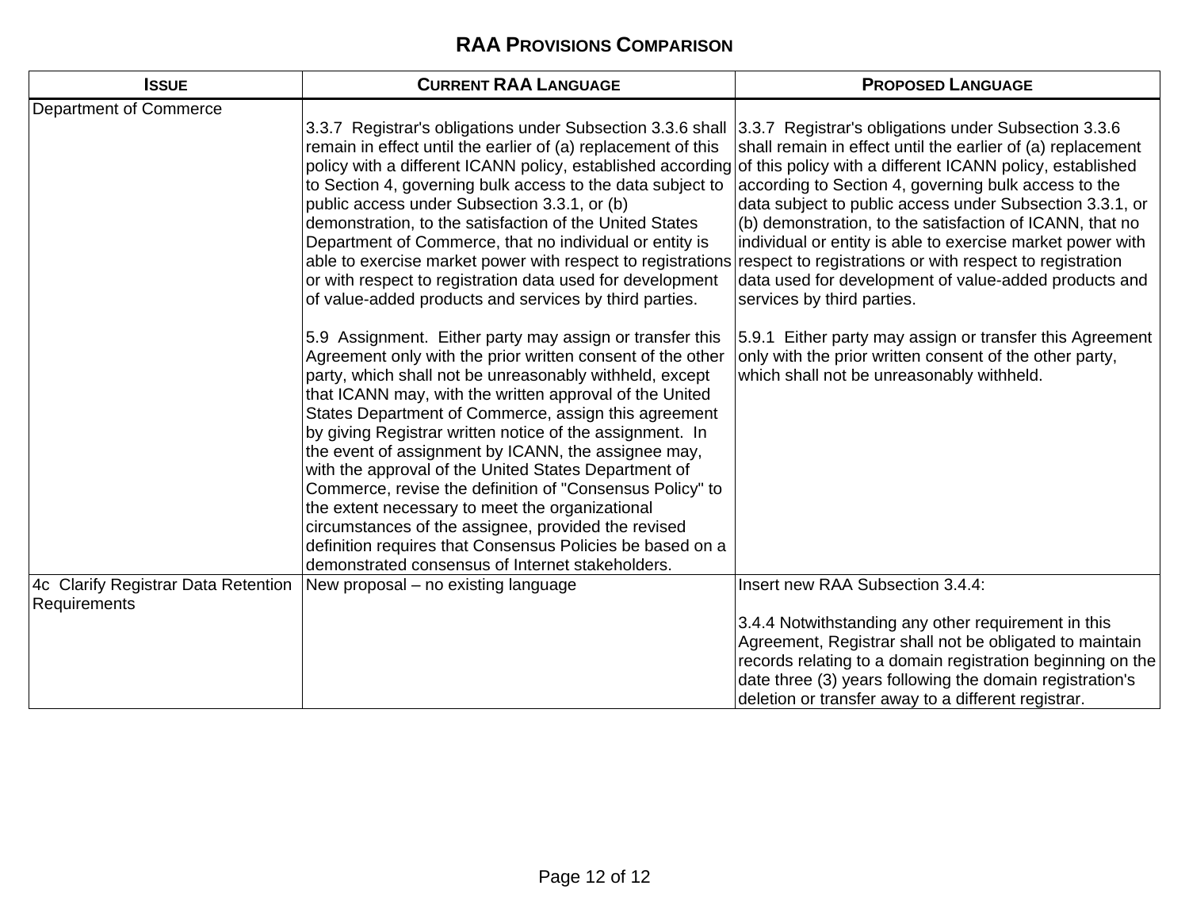# RAA PROVISIONS COMPARISON

| ISSUE | CURRENT RAA LANGUAGE | PROPOSED LANGUAGE |
|---|---|---|
| Department of Commerce | 3.3.7 Registrar's obligations under Subsection 3.3.6 shall remain in effect until the earlier of (a) replacement of this policy with a different ICANN policy, established according to Section 4, governing bulk access to the data subject to public access under Subsection 3.3.1, or (b) demonstration, to the satisfaction of the United States Department of Commerce, that no individual or entity is able to exercise market power with respect to registrations or with respect to registration data used for development of value-added products and services by third parties.<br><br>5.9 Assignment. Either party may assign or transfer this Agreement only with the prior written consent of the other party, which shall not be unreasonably withheld, except that ICANN may, with the written approval of the United States Department of Commerce, assign this agreement by giving Registrar written notice of the assignment. In the event of assignment by ICANN, the assignee may, with the approval of the United States Department of Commerce, revise the definition of "Consensus Policy" to the extent necessary to meet the organizational circumstances of the assignee, provided the revised definition requires that Consensus Policies be based on a demonstrated consensus of Internet stakeholders. | 3.3.7 Registrar's obligations under Subsection 3.3.6 shall remain in effect until the earlier of (a) replacement of this policy with a different ICANN policy, established according to Section 4, governing bulk access to the data subject to public access under Subsection 3.3.1, or (b) demonstration, to the satisfaction of ICANN, that no individual or entity is able to exercise market power with respect to registrations or with respect to registration data used for development of value-added products and services by third parties.<br><br>5.9.1 Either party may assign or transfer this Agreement only with the prior written consent of the other party, which shall not be unreasonably withheld. |
| 4c Clarify Registrar Data Retention Requirements | New proposal – no existing language | Insert new RAA Subsection 3.4.4:<br><br>3.4.4 Notwithstanding any other requirement in this Agreement, Registrar shall not be obligated to maintain records relating to a domain registration beginning on the date three (3) years following the domain registration's deletion or transfer away to a different registrar. |